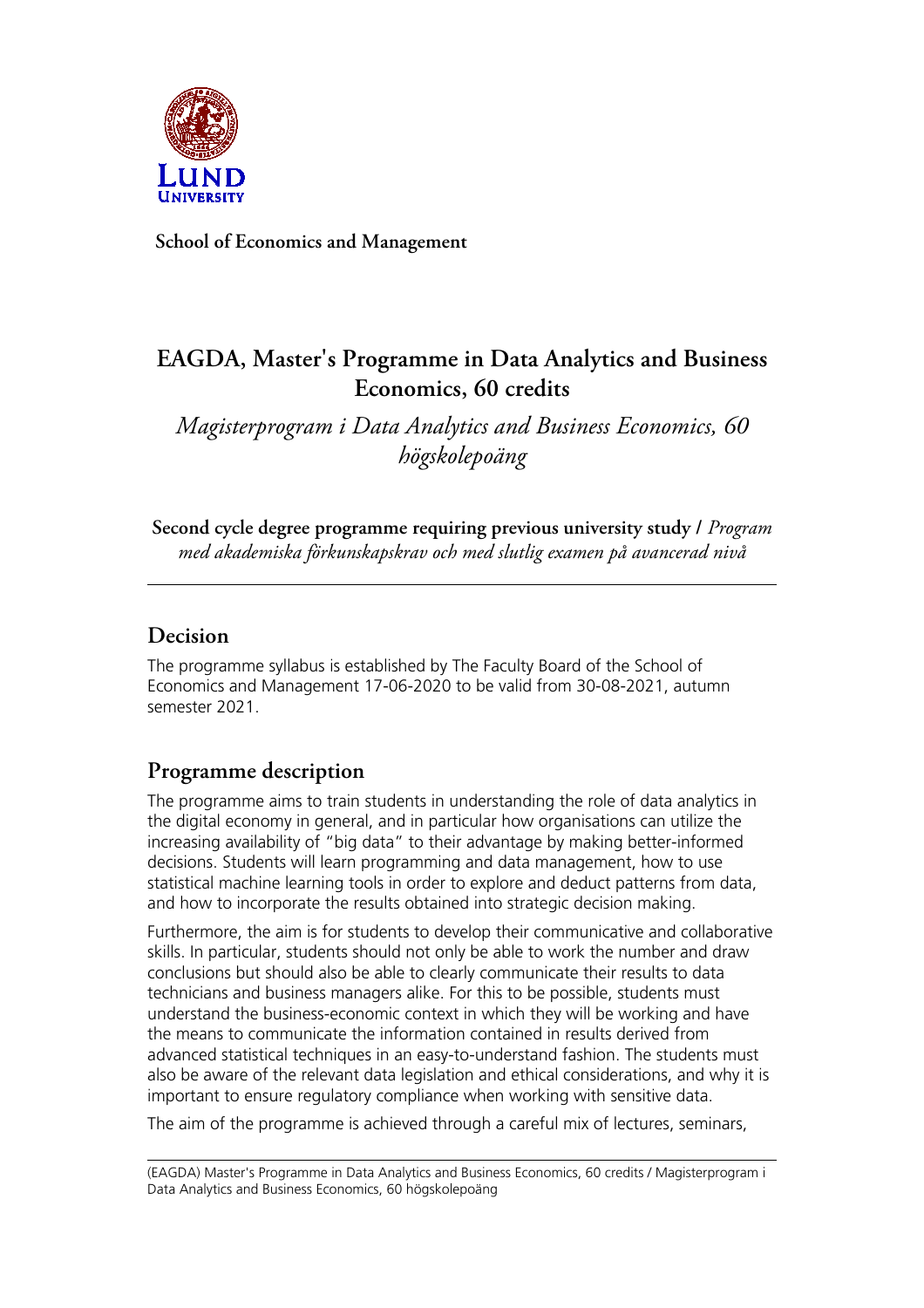**School of Economics and Management**

# EAGDA, Master's Programme in Data Analytics and Business Economics, 60 credits

*Magisterprogram i Data Analytics and Business Economics, 60 högskolepoäng*

**Second cycle degree programme requiring previous university study /** *Program med akademiska förkunskapskrav och med slutlig examen på avancerad nivå*

---

## Decision

The programme syllabus is established by The Faculty Board of the School of Economics and Management 17-06-2020 to be valid from 30-08-2021, autumn semester 2021.

## Programme description

The programme aims to train students in understanding the role of data analytics in the digital economy in general, and in particular how organisations can utilize the increasing availability of "big data" to their advantage by making better-informed decisions. Students will learn programming and data management, how to use statistical machine learning tools in order to explore and deduct patterns from data, and how to incorporate the results obtained into strategic decision making.

Furthermore, the aim is for students to develop their communicative and collaborative skills. In particular, students should not only be able to work the number and draw conclusions but should also be able to clearly communicate their results to data technicians and business managers alike. For this to be possible, students must understand the business-economic context in which they will be working and have the means to communicate the information contained in results derived from advanced statistical techniques in an easy-to-understand fashion. The students must also be aware of the relevant data legislation and ethical considerations, and why it is important to ensure regulatory compliance when working with sensitive data.

The aim of the programme is achieved through a careful mix of lectures, seminars,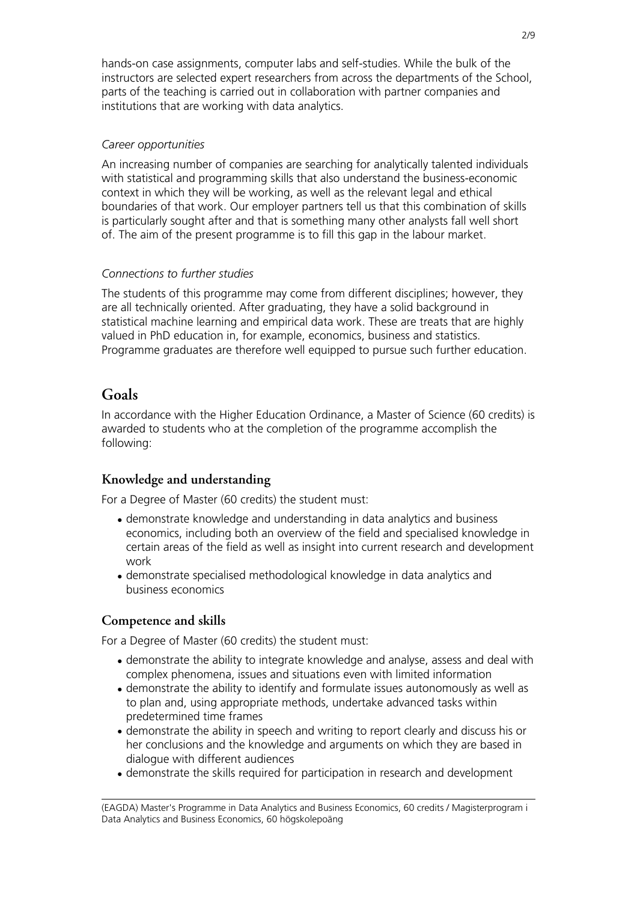hands-on case assignments, computer labs and self-studies. While the bulk of the instructors are selected expert researchers from across the departments of the School, parts of the teaching is carried out in collaboration with partner companies and institutions that are working with data analytics.

*Career opportunities*

An increasing number of companies are searching for analytically talented individuals with statistical and programming skills that also understand the business-economic context in which they will be working, as well as the relevant legal and ethical boundaries of that work. Our employer partners tell us that this combination of skills is particularly sought after and that is something many other analysts fall well short of. The aim of the present programme is to fill this gap in the labour market.

*Connections to further studies*

The students of this programme may come from different disciplines; however, they are all technically oriented. After graduating, they have a solid background in statistical machine learning and empirical data work. These are treats that are highly valued in PhD education in, for example, economics, business and statistics. Programme graduates are therefore well equipped to pursue such further education.

# Goals

In accordance with the Higher Education Ordinance, a Master of Science (60 credits) is awarded to students who at the completion of the programme accomplish the following:

## Knowledge and understanding

For a Degree of Master (60 credits) the student must:

- demonstrate knowledge and understanding in data analytics and business economics, including both an overview of the field and specialised knowledge in certain areas of the field as well as insight into current research and development work
- demonstrate specialised methodological knowledge in data analytics and business economics

## Competence and skills

For a Degree of Master (60 credits) the student must:

- demonstrate the ability to integrate knowledge and analyse, assess and deal with complex phenomena, issues and situations even with limited information
- demonstrate the ability to identify and formulate issues autonomously as well as to plan and, using appropriate methods, undertake advanced tasks within predetermined time frames
- demonstrate the ability in speech and writing to report clearly and discuss his or her conclusions and the knowledge and arguments on which they are based in dialogue with different audiences
- demonstrate the skills required for participation in research and development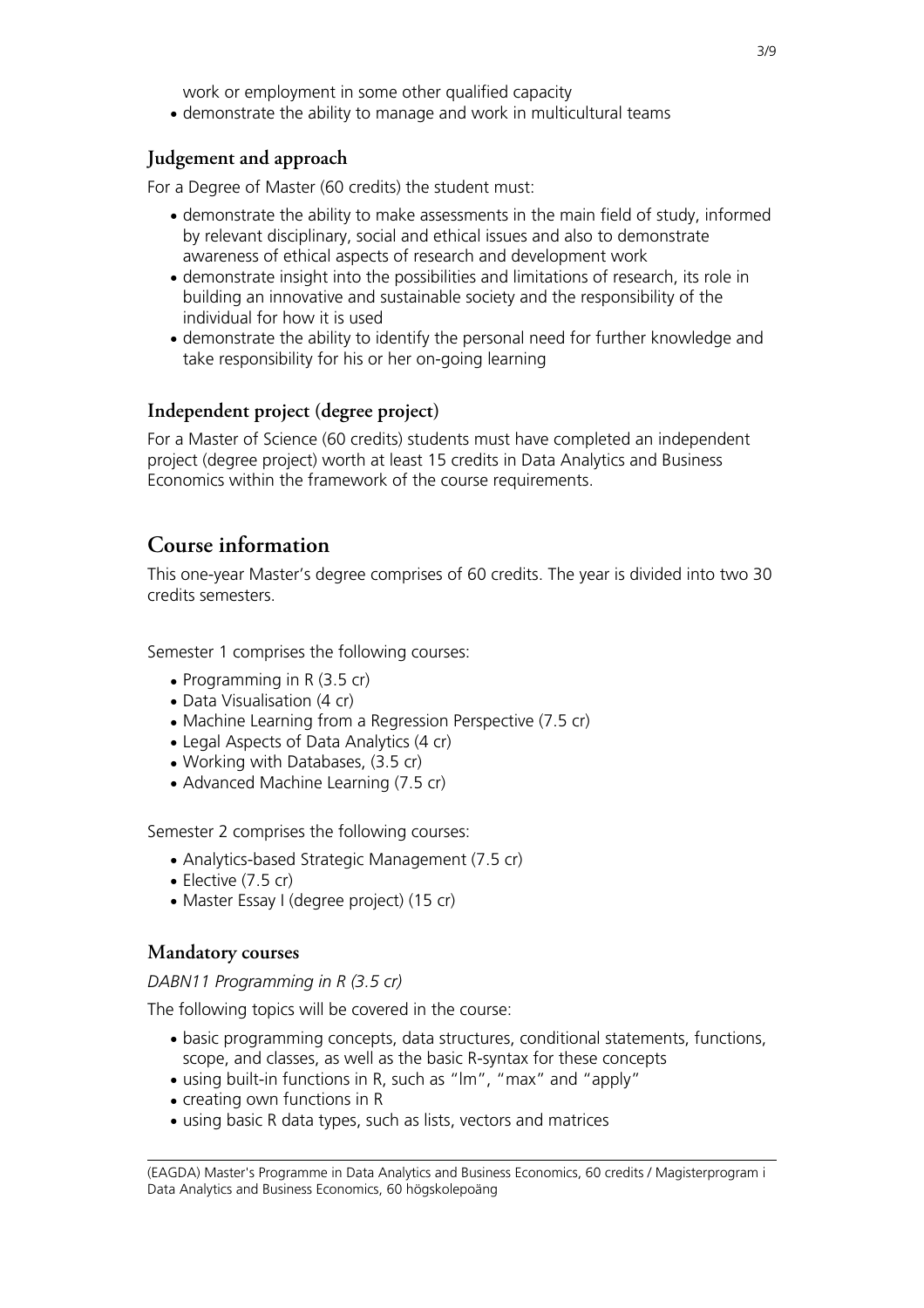work or employment in some other qualified capacity

- demonstrate the ability to manage and work in multicultural teams

### Judgement and approach

For a Degree of Master (60 credits) the student must:

- demonstrate the ability to make assessments in the main field of study, informed by relevant disciplinary, social and ethical issues and also to demonstrate awareness of ethical aspects of research and development work
- demonstrate insight into the possibilities and limitations of research, its role in building an innovative and sustainable society and the responsibility of the individual for how it is used
- demonstrate the ability to identify the personal need for further knowledge and take responsibility for his or her on-going learning

### Independent project (degree project)

For a Master of Science (60 credits) students must have completed an independent project (degree project) worth at least 15 credits in Data Analytics and Business Economics within the framework of the course requirements.

## Course information

This one-year Master's degree comprises of 60 credits. The year is divided into two 30 credits semesters.

Semester 1 comprises the following courses:

- Programming in R (3.5 cr)
- Data Visualisation (4 cr)
- Machine Learning from a Regression Perspective (7.5 cr)
- Legal Aspects of Data Analytics (4 cr)
- Working with Databases, (3.5 cr)
- Advanced Machine Learning (7.5 cr)

Semester 2 comprises the following courses:

- Analytics-based Strategic Management (7.5 cr)
- Elective (7.5 cr)
- Master Essay I (degree project) (15 cr)

### Mandatory courses

*DABN11 Programming in R (3.5 cr)*

The following topics will be covered in the course:

- basic programming concepts, data structures, conditional statements, functions, scope, and classes, as well as the basic R-syntax for these concepts
- using built-in functions in R, such as "lm", "max" and "apply"
- creating own functions in R
- using basic R data types, such as lists, vectors and matrices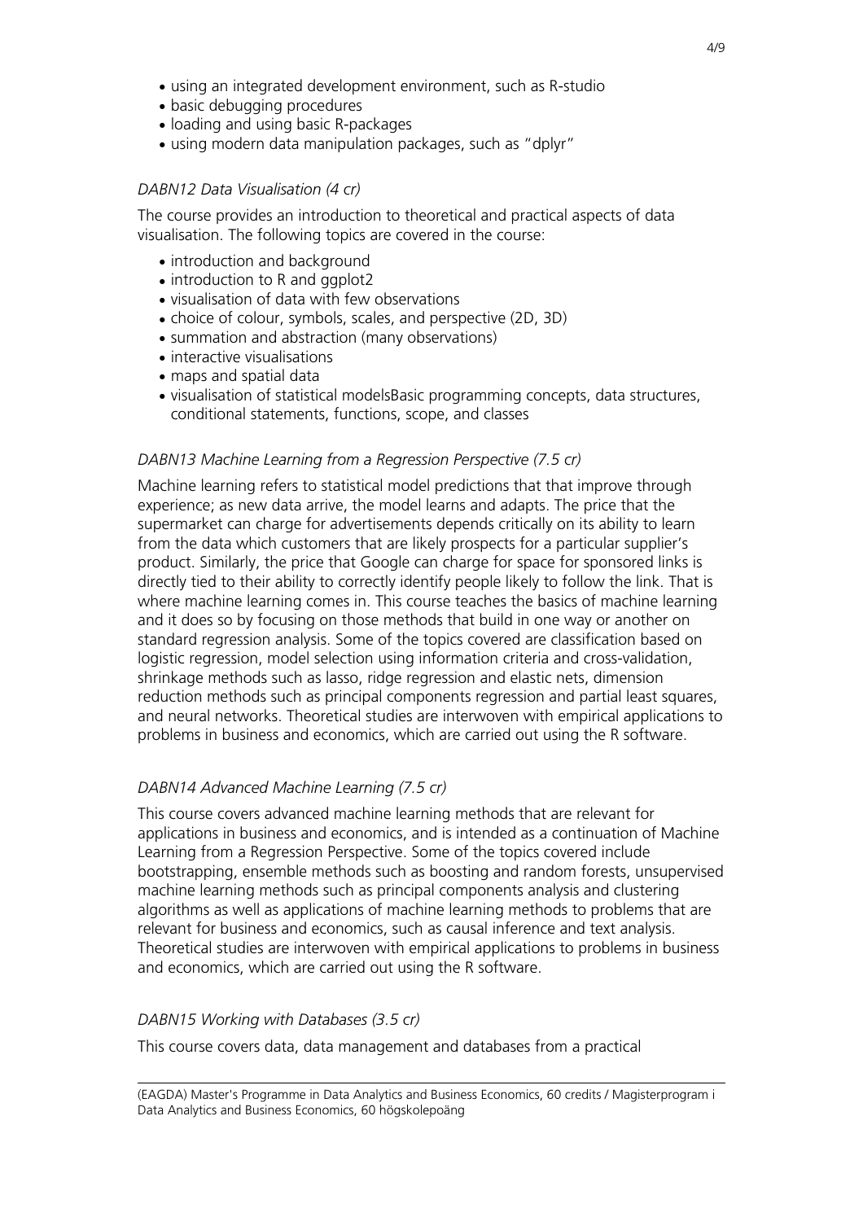- using an integrated development environment, such as R-studio
- basic debugging procedures
- loading and using basic R-packages
- using modern data manipulation packages, such as "dplyr"

*DABN12 Data Visualisation (4 cr)*

The course provides an introduction to theoretical and practical aspects of data visualisation. The following topics are covered in the course:

- introduction and background
- introduction to R and ggplot2
- visualisation of data with few observations
- choice of colour, symbols, scales, and perspective (2D, 3D)
- summation and abstraction (many observations)
- interactive visualisations
- maps and spatial data
- visualisation of statistical modelsBasic programming concepts, data structures, conditional statements, functions, scope, and classes

*DABN13 Machine Learning from a Regression Perspective (7.5 cr)*

Machine learning refers to statistical model predictions that that improve through experience; as new data arrive, the model learns and adapts. The price that the supermarket can charge for advertisements depends critically on its ability to learn from the data which customers that are likely prospects for a particular supplier's product. Similarly, the price that Google can charge for space for sponsored links is directly tied to their ability to correctly identify people likely to follow the link. That is where machine learning comes in. This course teaches the basics of machine learning and it does so by focusing on those methods that build in one way or another on standard regression analysis. Some of the topics covered are classification based on logistic regression, model selection using information criteria and cross-validation, shrinkage methods such as lasso, ridge regression and elastic nets, dimension reduction methods such as principal components regression and partial least squares, and neural networks. Theoretical studies are interwoven with empirical applications to problems in business and economics, which are carried out using the R software.

*DABN14 Advanced Machine Learning (7.5 cr)*

This course covers advanced machine learning methods that are relevant for applications in business and economics, and is intended as a continuation of Machine Learning from a Regression Perspective. Some of the topics covered include bootstrapping, ensemble methods such as boosting and random forests, unsupervised machine learning methods such as principal components analysis and clustering algorithms as well as applications of machine learning methods to problems that are relevant for business and economics, such as causal inference and text analysis. Theoretical studies are interwoven with empirical applications to problems in business and economics, which are carried out using the R software.

*DABN15 Working with Databases (3.5 cr)*

This course covers data, data management and databases from a practical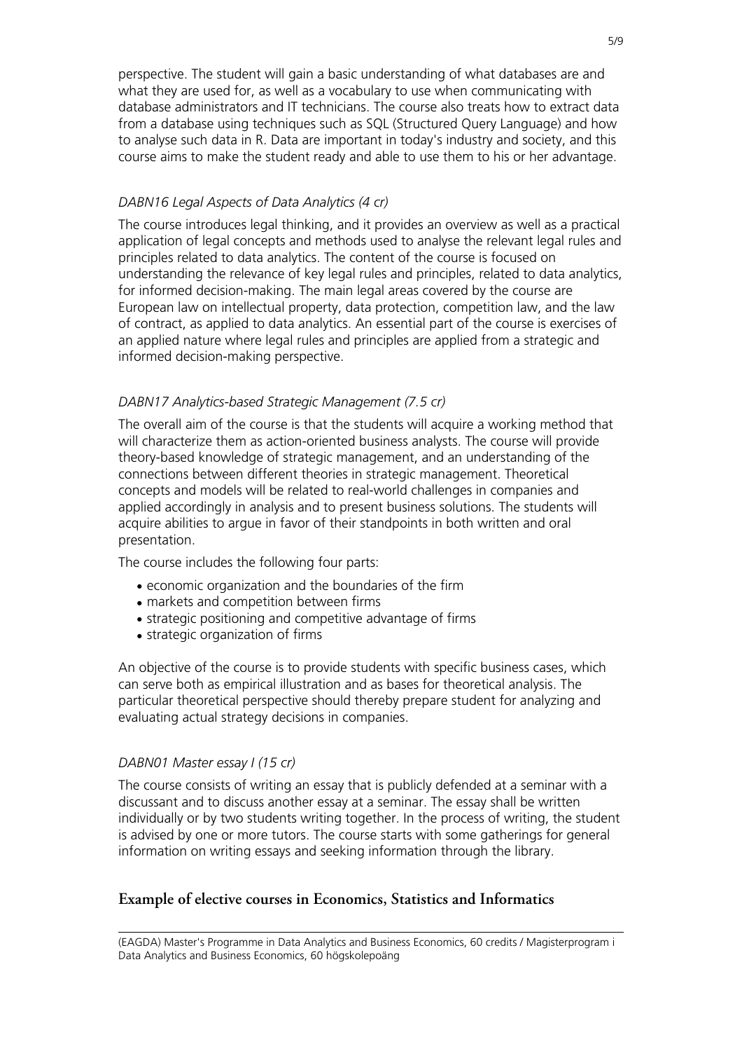perspective. The student will gain a basic understanding of what databases are and what they are used for, as well as a vocabulary to use when communicating with database administrators and IT technicians. The course also treats how to extract data from a database using techniques such as SQL (Structured Query Language) and how to analyse such data in R. Data are important in today's industry and society, and this course aims to make the student ready and able to use them to his or her advantage.

*DABN16 Legal Aspects of Data Analytics (4 cr)*

The course introduces legal thinking, and it provides an overview as well as a practical application of legal concepts and methods used to analyse the relevant legal rules and principles related to data analytics. The content of the course is focused on understanding the relevance of key legal rules and principles, related to data analytics, for informed decision-making. The main legal areas covered by the course are European law on intellectual property, data protection, competition law, and the law of contract, as applied to data analytics. An essential part of the course is exercises of an applied nature where legal rules and principles are applied from a strategic and informed decision-making perspective.

*DABN17 Analytics-based Strategic Management (7.5 cr)*

The overall aim of the course is that the students will acquire a working method that will characterize them as action-oriented business analysts. The course will provide theory-based knowledge of strategic management, and an understanding of the connections between different theories in strategic management. Theoretical concepts and models will be related to real-world challenges in companies and applied accordingly in analysis and to present business solutions. The students will acquire abilities to argue in favor of their standpoints in both written and oral presentation.

The course includes the following four parts:

- economic organization and the boundaries of the firm
- markets and competition between firms
- strategic positioning and competitive advantage of firms
- strategic organization of firms

An objective of the course is to provide students with specific business cases, which can serve both as empirical illustration and as bases for theoretical analysis. The particular theoretical perspective should thereby prepare student for analyzing and evaluating actual strategy decisions in companies.

*DABN01 Master essay I (15 cr)*

The course consists of writing an essay that is publicly defended at a seminar with a discussant and to discuss another essay at a seminar. The essay shall be written individually or by two students writing together. In the process of writing, the student is advised by one or more tutors. The course starts with some gatherings for general information on writing essays and seeking information through the library.

## Example of elective courses in Economics, Statistics and Informatics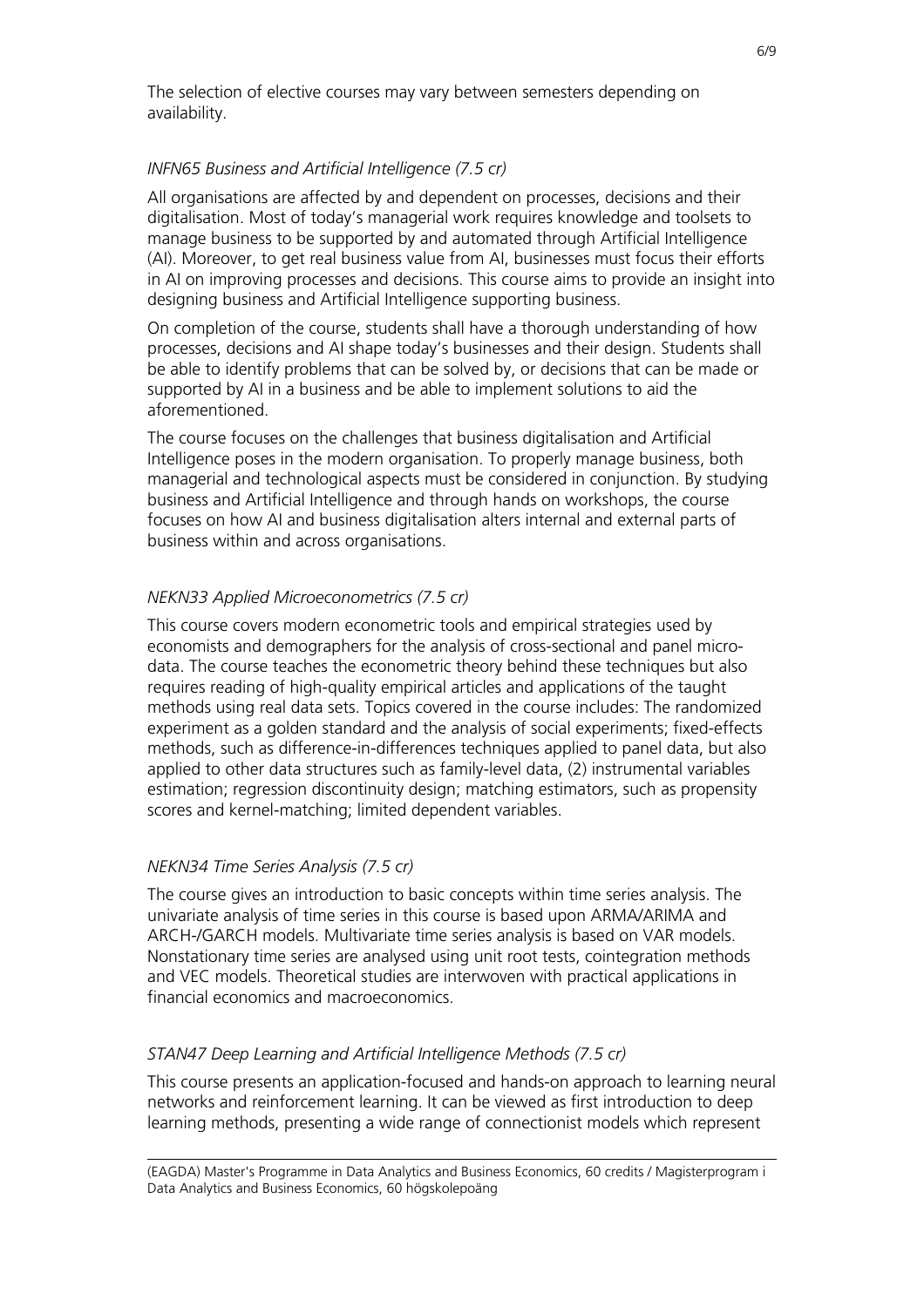The selection of elective courses may vary between semesters depending on availability.

*INFN65 Business and Artificial Intelligence (7.5 cr)*

All organisations are affected by and dependent on processes, decisions and their digitalisation. Most of today's managerial work requires knowledge and toolsets to manage business to be supported by and automated through Artificial Intelligence (AI). Moreover, to get real business value from AI, businesses must focus their efforts in AI on improving processes and decisions. This course aims to provide an insight into designing business and Artificial Intelligence supporting business.

On completion of the course, students shall have a thorough understanding of how processes, decisions and AI shape today's businesses and their design. Students shall be able to identify problems that can be solved by, or decisions that can be made or supported by AI in a business and be able to implement solutions to aid the aforementioned.

The course focuses on the challenges that business digitalisation and Artificial Intelligence poses in the modern organisation. To properly manage business, both managerial and technological aspects must be considered in conjunction. By studying business and Artificial Intelligence and through hands on workshops, the course focuses on how AI and business digitalisation alters internal and external parts of business within and across organisations.

*NEKN33 Applied Microeconometrics (7.5 cr)*

This course covers modern econometric tools and empirical strategies used by economists and demographers for the analysis of cross-sectional and panel micro-data. The course teaches the econometric theory behind these techniques but also requires reading of high-quality empirical articles and applications of the taught methods using real data sets. Topics covered in the course includes: The randomized experiment as a golden standard and the analysis of social experiments; fixed-effects methods, such as difference-in-differences techniques applied to panel data, but also applied to other data structures such as family-level data, (2) instrumental variables estimation; regression discontinuity design; matching estimators, such as propensity scores and kernel-matching; limited dependent variables.

*NEKN34 Time Series Analysis (7.5 cr)*

The course gives an introduction to basic concepts within time series analysis. The univariate analysis of time series in this course is based upon ARMA/ARIMA and ARCH-/GARCH models. Multivariate time series analysis is based on VAR models. Nonstationary time series are analysed using unit root tests, cointegration methods and VEC models. Theoretical studies are interwoven with practical applications in financial economics and macroeconomics.

*STAN47 Deep Learning and Artificial Intelligence Methods (7.5 cr)*

This course presents an application-focused and hands-on approach to learning neural networks and reinforcement learning. It can be viewed as first introduction to deep learning methods, presenting a wide range of connectionist models which represent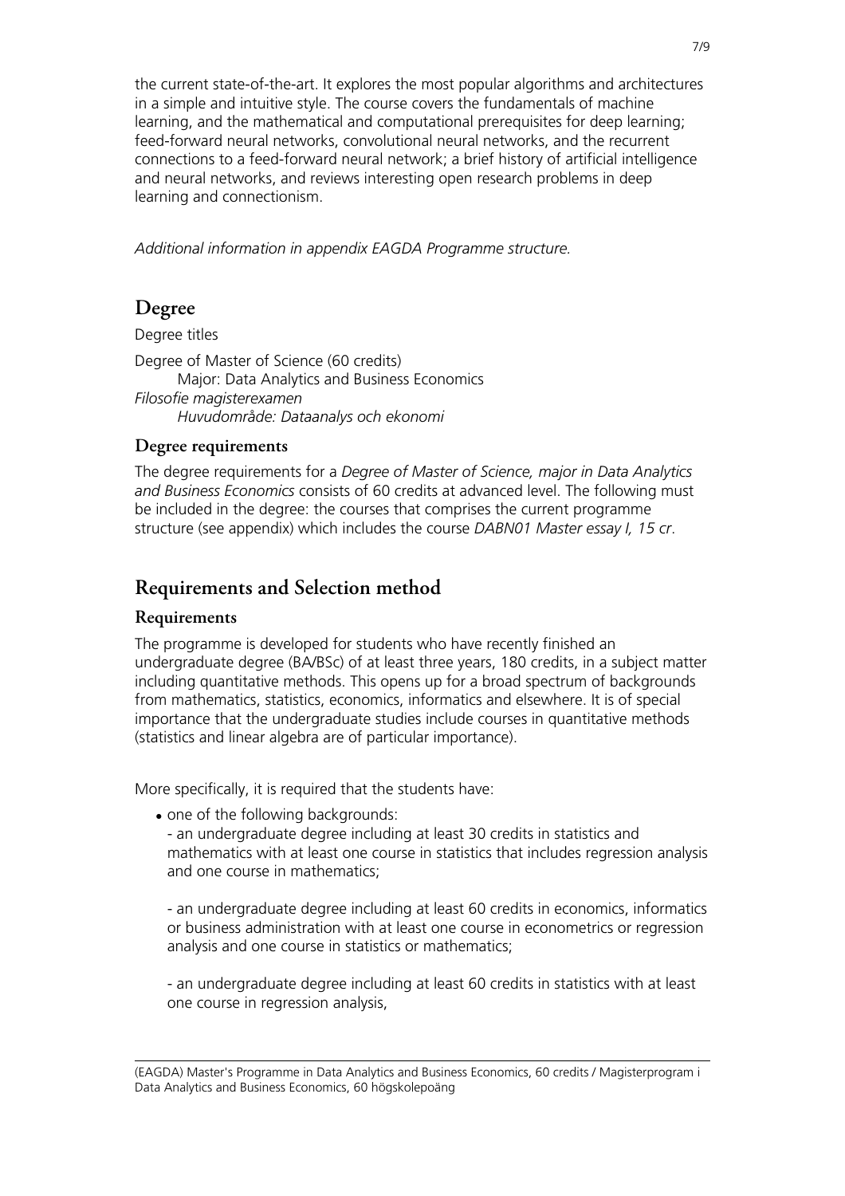the current state-of-the-art. It explores the most popular algorithms and architectures in a simple and intuitive style. The course covers the fundamentals of machine learning, and the mathematical and computational prerequisites for deep learning; feed-forward neural networks, convolutional neural networks, and the recurrent connections to a feed-forward neural network; a brief history of artificial intelligence and neural networks, and reviews interesting open research problems in deep learning and connectionism.

*Additional information in appendix EAGDA Programme structure.*

## Degree

Degree titles

Degree of Master of Science (60 credits)
  Major: Data Analytics and Business Economics
*Filosofie magisterexamen*
  *Huvudområde: Dataanalys och ekonomi*

### Degree requirements

The degree requirements for a *Degree of Master of Science, major in Data Analytics and Business Economics* consists of 60 credits at advanced level. The following must be included in the degree: the courses that comprises the current programme structure (see appendix) which includes the course *DABN01 Master essay I, 15 cr*.

## Requirements and Selection method

### Requirements

The programme is developed for students who have recently finished an undergraduate degree (BA/BSc) of at least three years, 180 credits, in a subject matter including quantitative methods. This opens up for a broad spectrum of backgrounds from mathematics, statistics, economics, informatics and elsewhere. It is of special importance that the undergraduate studies include courses in quantitative methods (statistics and linear algebra are of particular importance).

More specifically, it is required that the students have:

- one of the following backgrounds:

  - an undergraduate degree including at least 30 credits in statistics and mathematics with at least one course in statistics that includes regression analysis and one course in mathematics;

  - an undergraduate degree including at least 60 credits in economics, informatics or business administration with at least one course in econometrics or regression analysis and one course in statistics or mathematics;

  - an undergraduate degree including at least 60 credits in statistics with at least one course in regression analysis,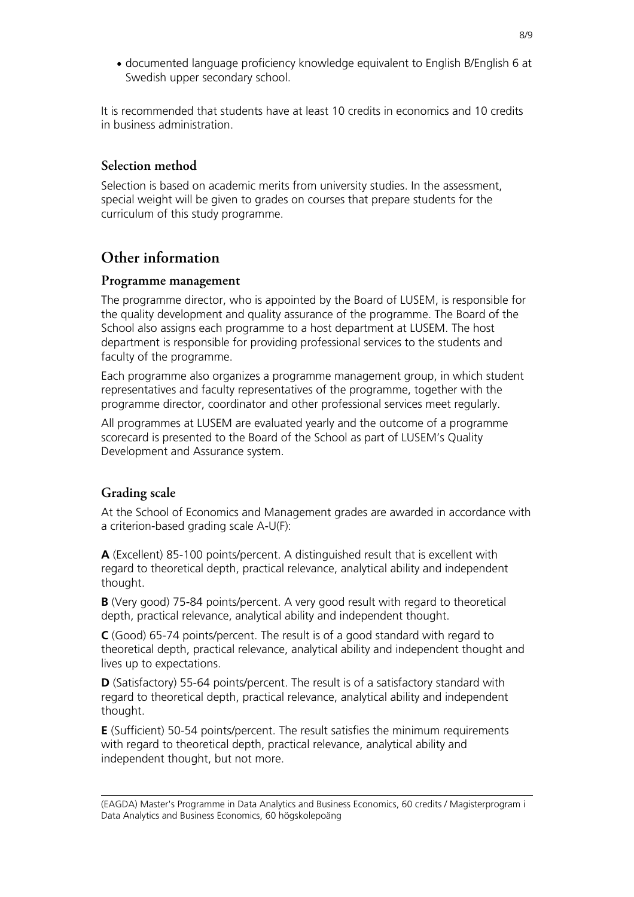- documented language proficiency knowledge equivalent to English B/English 6 at Swedish upper secondary school.

It is recommended that students have at least 10 credits in economics and 10 credits in business administration.

### Selection method

Selection is based on academic merits from university studies. In the assessment, special weight will be given to grades on courses that prepare students for the curriculum of this study programme.

## Other information

### Programme management

The programme director, who is appointed by the Board of LUSEM, is responsible for the quality development and quality assurance of the programme. The Board of the School also assigns each programme to a host department at LUSEM. The host department is responsible for providing professional services to the students and faculty of the programme.

Each programme also organizes a programme management group, in which student representatives and faculty representatives of the programme, together with the programme director, coordinator and other professional services meet regularly.

All programmes at LUSEM are evaluated yearly and the outcome of a programme scorecard is presented to the Board of the School as part of LUSEM's Quality Development and Assurance system.

### Grading scale

At the School of Economics and Management grades are awarded in accordance with a criterion-based grading scale A-U(F):

**A** (Excellent) 85-100 points/percent. A distinguished result that is excellent with regard to theoretical depth, practical relevance, analytical ability and independent thought.

**B** (Very good) 75-84 points/percent. A very good result with regard to theoretical depth, practical relevance, analytical ability and independent thought.

**C** (Good) 65-74 points/percent. The result is of a good standard with regard to theoretical depth, practical relevance, analytical ability and independent thought and lives up to expectations.

**D** (Satisfactory) 55-64 points/percent. The result is of a satisfactory standard with regard to theoretical depth, practical relevance, analytical ability and independent thought.

**E** (Sufficient) 50-54 points/percent. The result satisfies the minimum requirements with regard to theoretical depth, practical relevance, analytical ability and independent thought, but not more.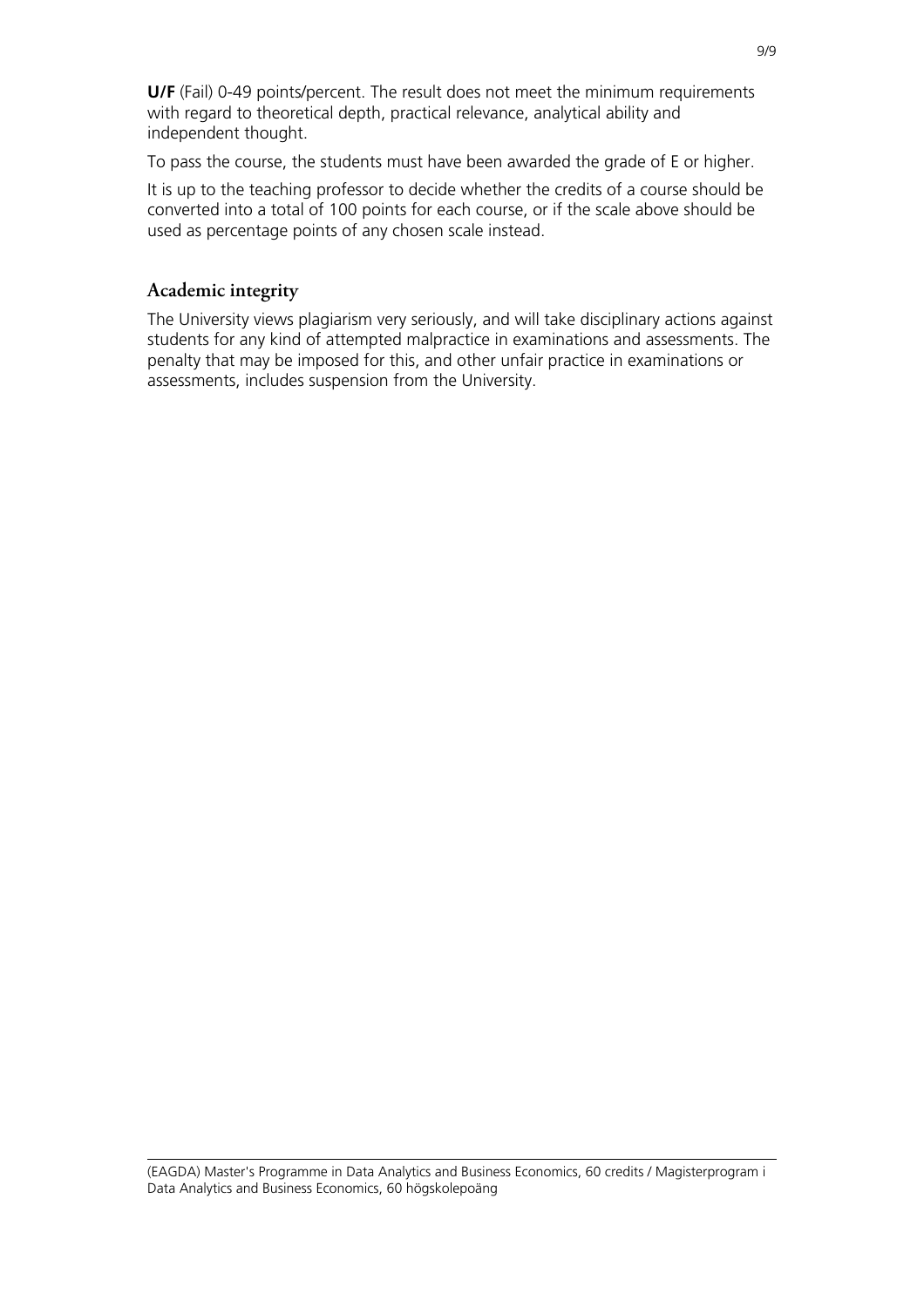**U/F** (Fail) 0-49 points/percent. The result does not meet the minimum requirements with regard to theoretical depth, practical relevance, analytical ability and independent thought.

To pass the course, the students must have been awarded the grade of E or higher.

It is up to the teaching professor to decide whether the credits of a course should be converted into a total of 100 points for each course, or if the scale above should be used as percentage points of any chosen scale instead.

## Academic integrity

The University views plagiarism very seriously, and will take disciplinary actions against students for any kind of attempted malpractice in examinations and assessments. The penalty that may be imposed for this, and other unfair practice in examinations or assessments, includes suspension from the University.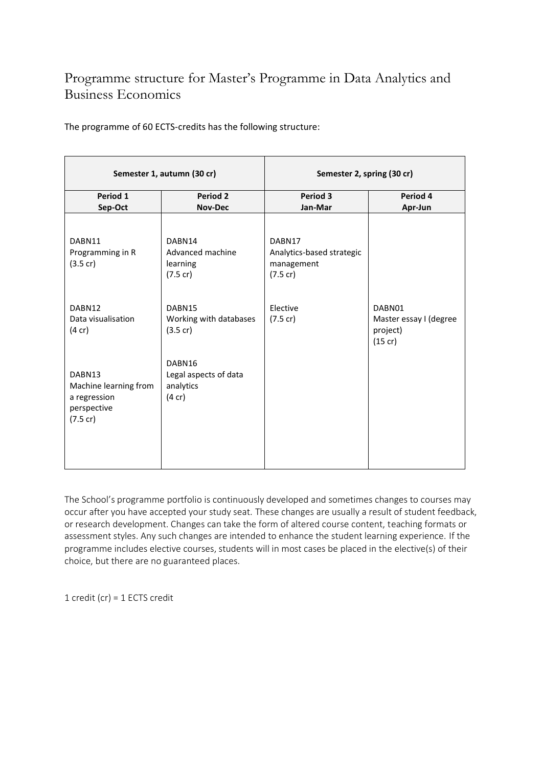# Programme structure for Master's Programme in Data Analytics and Business Economics

The programme of 60 ECTS-credits has the following structure:

| Semester 1, autumn (30 cr) | | Semester 2, spring (30 cr) | |
|---|---|---|---|
| **Period 1**<br>**Sep-Oct** | **Period 2**<br>**Nov-Dec** | **Period 3**<br>**Jan-Mar** | **Period 4**<br>**Apr-Jun** |
| DABN11<br>Programming in R<br>(3.5 cr) | DABN14<br>Advanced machine learning<br>(7.5 cr) | DABN17<br>Analytics-based strategic management<br>(7.5 cr) | |
| DABN12<br>Data visualisation<br>(4 cr) | DABN15<br>Working with databases<br>(3.5 cr) | Elective<br>(7.5 cr) | DABN01<br>Master essay I (degree project)<br>(15 cr) |
| DABN13<br>Machine learning from a regression perspective<br>(7.5 cr) | DABN16<br>Legal aspects of data analytics<br>(4 cr) | | |

The School's programme portfolio is continuously developed and sometimes changes to courses may occur after you have accepted your study seat. These changes are usually a result of student feedback, or research development. Changes can take the form of altered course content, teaching formats or assessment styles. Any such changes are intended to enhance the student learning experience. If the programme includes elective courses, students will in most cases be placed in the elective(s) of their choice, but there are no guaranteed places.

1 credit (cr) = 1 ECTS credit